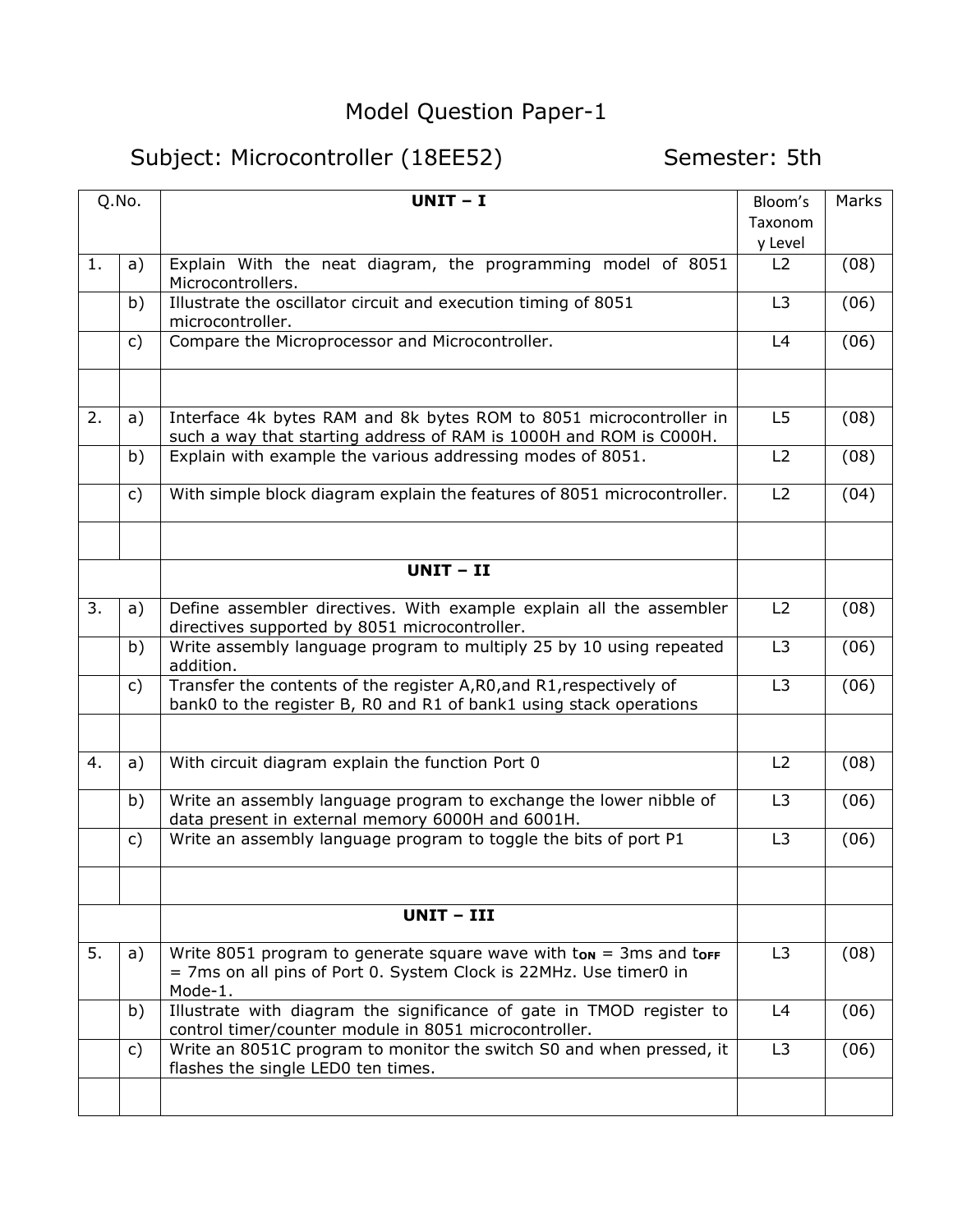# Model Question Paper-1

## Subject: Microcontroller (18EE52) Semester: 5th

| Q.No. | | UNIT – I | Bloom's Taxonomy Level | Marks |
|---|---|---|---|---|
| 1. | a) | Explain With the neat diagram, the programming model of 8051 Microcontrollers. | L2 | (08) |
| | b) | Illustrate the oscillator circuit and execution timing of 8051 microcontroller. | L3 | (06) |
| | c) | Compare the Microprocessor and Microcontroller. | L4 | (06) |
| | | | | |
| 2. | a) | Interface 4k bytes RAM and 8k bytes ROM to 8051 microcontroller in such a way that starting address of RAM is 1000H and ROM is C000H. | L5 | (08) |
| | b) | Explain with example the various addressing modes of 8051. | L2 | (08) |
| | c) | With simple block diagram explain the features of 8051 microcontroller. | L2 | (04) |
| | | | | |
| | | **UNIT – II** | | |
| 3. | a) | Define assembler directives. With example explain all the assembler directives supported by 8051 microcontroller. | L2 | (08) |
| | b) | Write assembly language program to multiply 25 by 10 using repeated addition. | L3 | (06) |
| | c) | Transfer the contents of the register A,R0,and R1,respectively of bank0 to the register B, R0 and R1 of bank1 using stack operations | L3 | (06) |
| | | | | |
| 4. | a) | With circuit diagram explain the function Port 0 | L2 | (08) |
| | b) | Write an assembly language program to exchange the lower nibble of data present in external memory 6000H and 6001H. | L3 | (06) |
| | c) | Write an assembly language program to toggle the bits of port P1 | L3 | (06) |
| | | | | |
| | | **UNIT – III** | | |
| 5. | a) | Write 8051 program to generate square wave with $t_{ON}$ = 3ms and $t_{OFF}$ = 7ms on all pins of Port 0. System Clock is 22MHz. Use timer0 in Mode-1. | L3 | (08) |
| | b) | Illustrate with diagram the significance of gate in TMOD register to control timer/counter module in 8051 microcontroller. | L4 | (06) |
| | c) | Write an 8051C program to monitor the switch S0 and when pressed, it flashes the single LED0 ten times. | L3 | (06) |
| | | | | |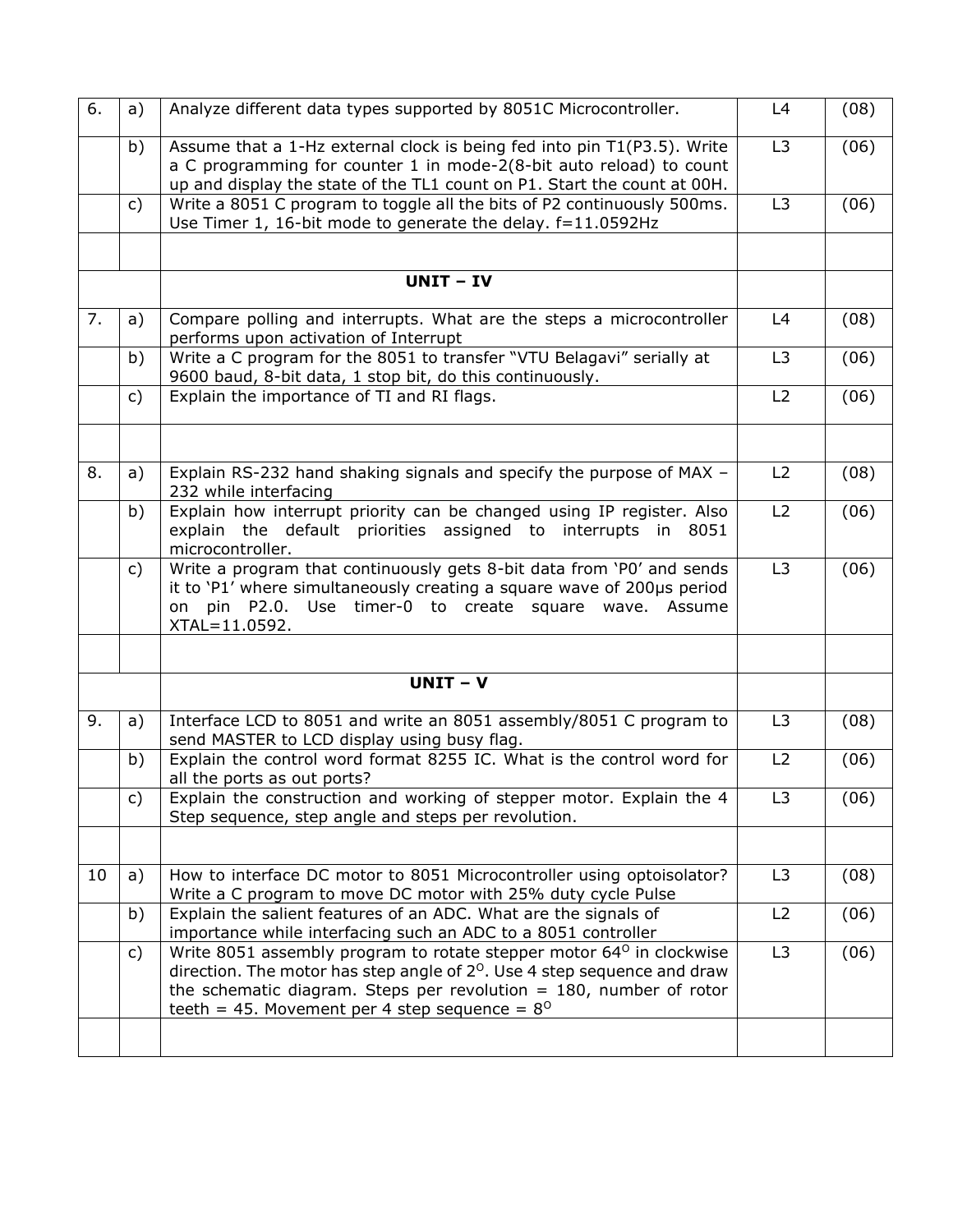| | | | | |
|---|---|---|---|---|
| 6. | a) | Analyze different data types supported by 8051C Microcontroller. | L4 | (08) |
| | b) | Assume that a 1-Hz external clock is being fed into pin T1(P3.5). Write a C programming for counter 1 in mode-2(8-bit auto reload) to count up and display the state of the TL1 count on P1. Start the count at 00H. | L3 | (06) |
| | c) | Write a 8051 C program to toggle all the bits of P2 continuously 500ms. Use Timer 1, 16-bit mode to generate the delay. f=11.0592Hz | L3 | (06) |
| | | | | |
| | | **UNIT – IV** | | |
| 7. | a) | Compare polling and interrupts. What are the steps a microcontroller performs upon activation of Interrupt | L4 | (08) |
| | b) | Write a C program for the 8051 to transfer "VTU Belagavi" serially at 9600 baud, 8-bit data, 1 stop bit, do this continuously. | L3 | (06) |
| | c) | Explain the importance of TI and RI flags. | L2 | (06) |
| | | | | |
| 8. | a) | Explain RS-232 hand shaking signals and specify the purpose of MAX – 232 while interfacing | L2 | (08) |
| | b) | Explain how interrupt priority can be changed using IP register. Also explain the default priorities assigned to interrupts in 8051 microcontroller. | L2 | (06) |
| | c) | Write a program that continuously gets 8-bit data from 'P0' and sends it to 'P1' where simultaneously creating a square wave of 200µs period on pin P2.0. Use timer-0 to create square wave. Assume XTAL=11.0592. | L3 | (06) |
| | | | | |
| | | **UNIT – V** | | |
| 9. | a) | Interface LCD to 8051 and write an 8051 assembly/8051 C program to send MASTER to LCD display using busy flag. | L3 | (08) |
| | b) | Explain the control word format 8255 IC. What is the control word for all the ports as out ports? | L2 | (06) |
| | c) | Explain the construction and working of stepper motor. Explain the 4 Step sequence, step angle and steps per revolution. | L3 | (06) |
| | | | | |
| 10 | a) | How to interface DC motor to 8051 Microcontroller using optoisolator? Write a C program to move DC motor with 25% duty cycle Pulse | L3 | (08) |
| | b) | Explain the salient features of an ADC. What are the signals of importance while interfacing such an ADC to a 8051 controller | L2 | (06) |
| | c) | Write 8051 assembly program to rotate stepper motor $64^{O}$ in clockwise direction. The motor has step angle of $2^{O}$. Use 4 step sequence and draw the schematic diagram. Steps per revolution = 180, number of rotor teeth = 45. Movement per 4 step sequence = $8^{O}$ | L3 | (06) |
| | | | | |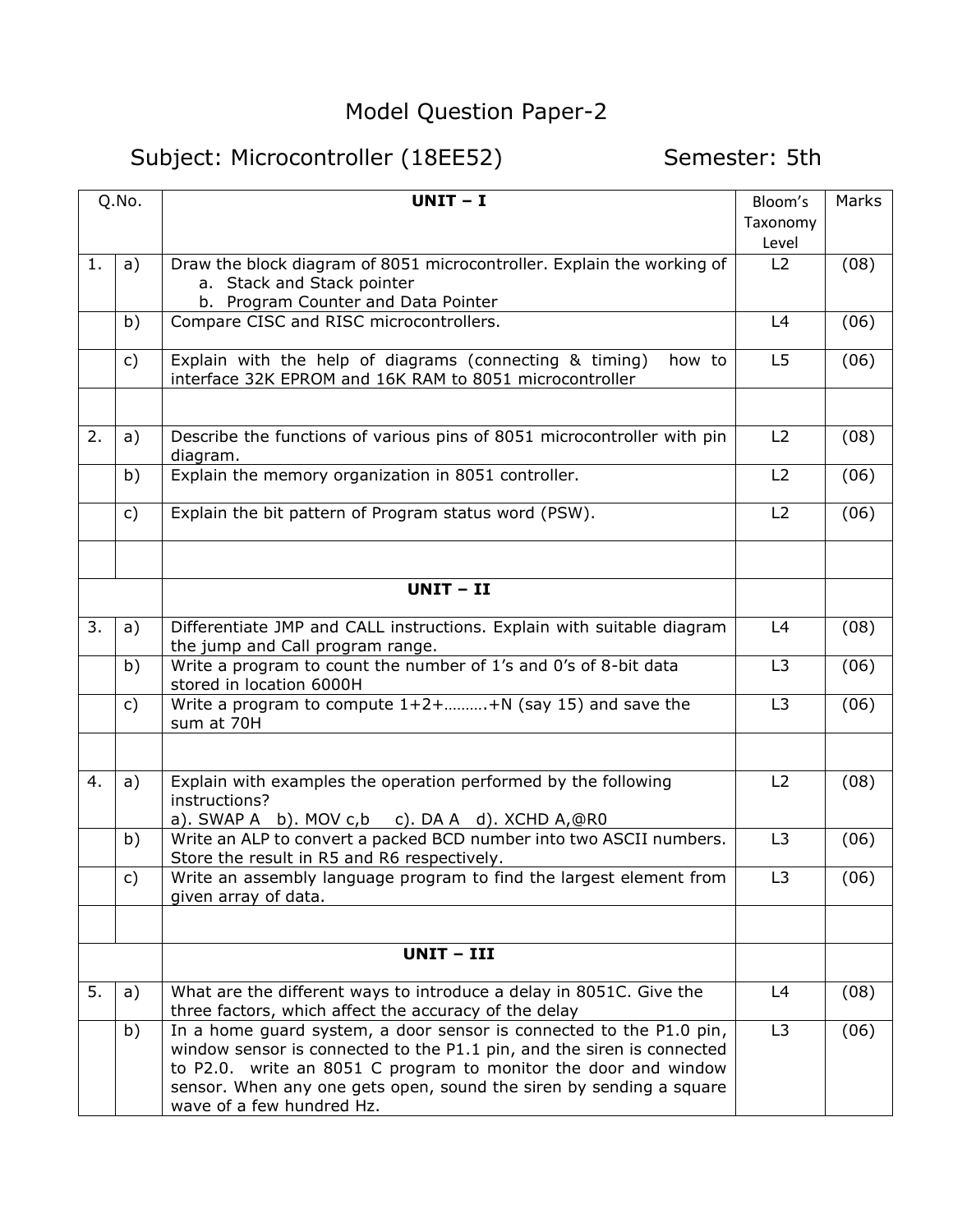# Model Question Paper-2

## Subject: Microcontroller (18EE52) Semester: 5th

| Q.No. | | UNIT – I | Bloom's Taxonomy Level | Marks |
|---|---|---|---|---|
| 1. | a) | Draw the block diagram of 8051 microcontroller. Explain the working of<br>a. Stack and Stack pointer<br>b. Program Counter and Data Pointer | L2 | (08) |
| | b) | Compare CISC and RISC microcontrollers. | L4 | (06) |
| | c) | Explain with the help of diagrams (connecting & timing) how to interface 32K EPROM and 16K RAM to 8051 microcontroller | L5 | (06) |
| | | | | |
| 2. | a) | Describe the functions of various pins of 8051 microcontroller with pin diagram. | L2 | (08) |
| | b) | Explain the memory organization in 8051 controller. | L2 | (06) |
| | c) | Explain the bit pattern of Program status word (PSW). | L2 | (06) |
| | | | | |
| | | **UNIT – II** | | |
| 3. | a) | Differentiate JMP and CALL instructions. Explain with suitable diagram the jump and Call program range. | L4 | (08) |
| | b) | Write a program to count the number of 1's and 0's of 8-bit data stored in location 6000H | L3 | (06) |
| | c) | Write a program to compute 1+2+……….+N (say 15) and save the sum at 70H | L3 | (06) |
| | | | | |
| 4. | a) | Explain with examples the operation performed by the following instructions?<br>a). SWAP A b). MOV c,b c). DA A d). XCHD A,@R0 | L2 | (08) |
| | b) | Write an ALP to convert a packed BCD number into two ASCII numbers. Store the result in R5 and R6 respectively. | L3 | (06) |
| | c) | Write an assembly language program to find the largest element from given array of data. | L3 | (06) |
| | | | | |
| | | **UNIT – III** | | |
| 5. | a) | What are the different ways to introduce a delay in 8051C. Give the three factors, which affect the accuracy of the delay | L4 | (08) |
| | b) | In a home guard system, a door sensor is connected to the P1.0 pin, window sensor is connected to the P1.1 pin, and the siren is connected to P2.0. write an 8051 C program to monitor the door and window sensor. When any one gets open, sound the siren by sending a square wave of a few hundred Hz. | L3 | (06) |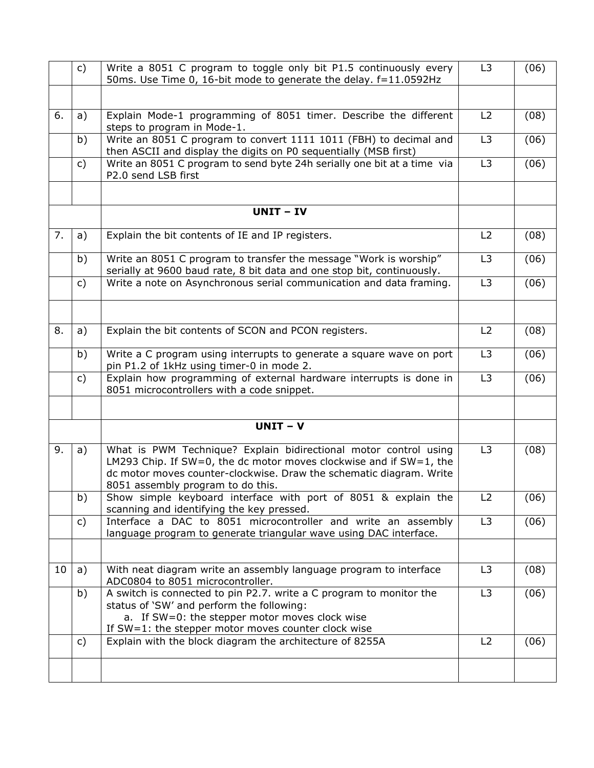| | | | | |
|---|---|---|---|---|
| | c) | Write a 8051 C program to toggle only bit P1.5 continuously every 50ms. Use Time 0, 16-bit mode to generate the delay. f=11.0592Hz | L3 | (06) |
| | | | | |
| 6. | a) | Explain Mode-1 programming of 8051 timer. Describe the different steps to program in Mode-1. | L2 | (08) |
| | b) | Write an 8051 C program to convert 1111 1011 (FBH) to decimal and then ASCII and display the digits on P0 sequentially (MSB first) | L3 | (06) |
| | c) | Write an 8051 C program to send byte 24h serially one bit at a time via P2.0 send LSB first | L3 | (06) |
| | | | | |
| | | **UNIT – IV** | | |
| 7. | a) | Explain the bit contents of IE and IP registers. | L2 | (08) |
| | b) | Write an 8051 C program to transfer the message "Work is worship" serially at 9600 baud rate, 8 bit data and one stop bit, continuously. | L3 | (06) |
| | c) | Write a note on Asynchronous serial communication and data framing. | L3 | (06) |
| | | | | |
| 8. | a) | Explain the bit contents of SCON and PCON registers. | L2 | (08) |
| | b) | Write a C program using interrupts to generate a square wave on port pin P1.2 of 1kHz using timer-0 in mode 2. | L3 | (06) |
| | c) | Explain how programming of external hardware interrupts is done in 8051 microcontrollers with a code snippet. | L3 | (06) |
| | | | | |
| | | **UNIT – V** | | |
| 9. | a) | What is PWM Technique? Explain bidirectional motor control using LM293 Chip. If SW=0, the dc motor moves clockwise and if SW=1, the dc motor moves counter-clockwise. Draw the schematic diagram. Write 8051 assembly program to do this. | L3 | (08) |
| | b) | Show simple keyboard interface with port of 8051 & explain the scanning and identifying the key pressed. | L2 | (06) |
| | c) | Interface a DAC to 8051 microcontroller and write an assembly language program to generate triangular wave using DAC interface. | L3 | (06) |
| | | | | |
| 10 | a) | With neat diagram write an assembly language program to interface ADC0804 to 8051 microcontroller. | L3 | (08) |
| | b) | A switch is connected to pin P2.7. write a C program to monitor the status of 'SW' and perform the following: a. If SW=0: the stepper motor moves clock wise If SW=1: the stepper motor moves counter clock wise | L3 | (06) |
| | c) | Explain with the block diagram the architecture of 8255A | L2 | (06) |
| | | | | |